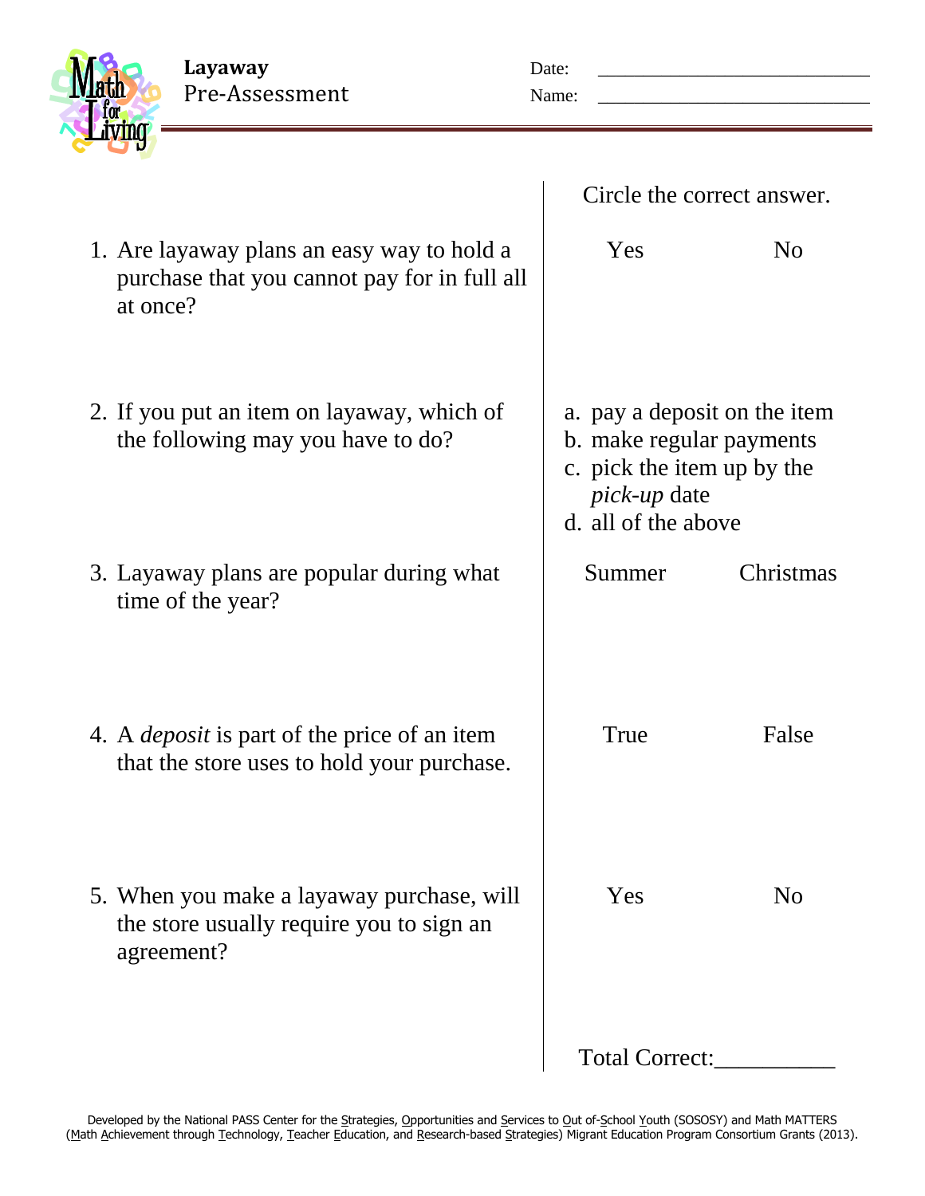**Layaway**
Pre-Assessment

Date: ____________________________

Name: ____________________________

| | Circle the correct answer. | |
|---|---|---|
| 1. Are layaway plans an easy way to hold a purchase that you cannot pay for in full all at once? | Yes | No |
| 2. If you put an item on layaway, which of the following may you have to do? | a. pay a deposit on the item<br>b. make regular payments<br>c. pick the item up by the *pick-up* date<br>d. all of the above | |
| 3. Layaway plans are popular during what time of the year? | Summer | Christmas |
| 4. A *deposit* is part of the price of an item that the store uses to hold your purchase. | True | False |
| 5. When you make a layaway purchase, will the store usually require you to sign an agreement? | Yes | No |

Total Correct:__________

Developed by the National PASS Center for the Strategies, Opportunities and Services to Out of-School Youth (SOSOSY) and Math MATTERS (Math Achievement through Technology, Teacher Education, and Research-based Strategies) Migrant Education Program Consortium Grants (2013).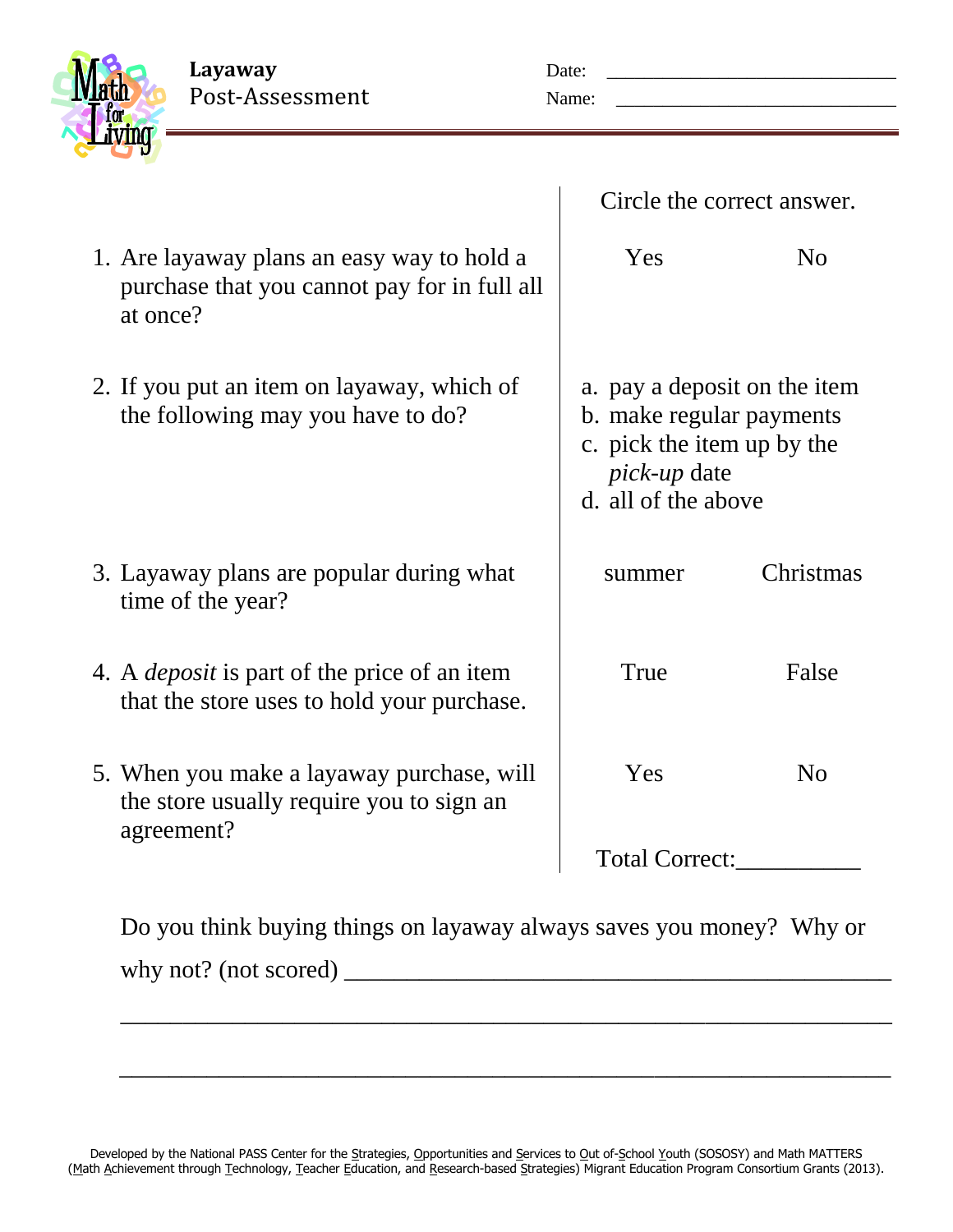**Layaway**
Post-Assessment

Date: ___________________________

Name: ___________________________

| | Circle the correct answer. |
|---|---|
| 1. Are layaway plans an easy way to hold a purchase that you cannot pay for in full all at once? | Yes     No |
| 2. If you put an item on layaway, which of the following may you have to do? | a. pay a deposit on the item<br>b. make regular payments<br>c. pick the item up by the *pick-up* date<br>d. all of the above |
| 3. Layaway plans are popular during what time of the year? | summer     Christmas |
| 4. A *deposit* is part of the price of an item that the store uses to hold your purchase. | True     False |
| 5. When you make a layaway purchase, will the store usually require you to sign an agreement? | Yes     No |
| | Total Correct:__________ |

Do you think buying things on layaway always saves you money? Why or why not? (not scored) ______________________________________________

_______________________________________________________________

_______________________________________________________________

Developed by the National PASS Center for the Strategies, Opportunities and Services to Out of-School Youth (SOSOSY) and Math MATTERS (Math Achievement through Technology, Teacher Education, and Research-based Strategies) Migrant Education Program Consortium Grants (2013).